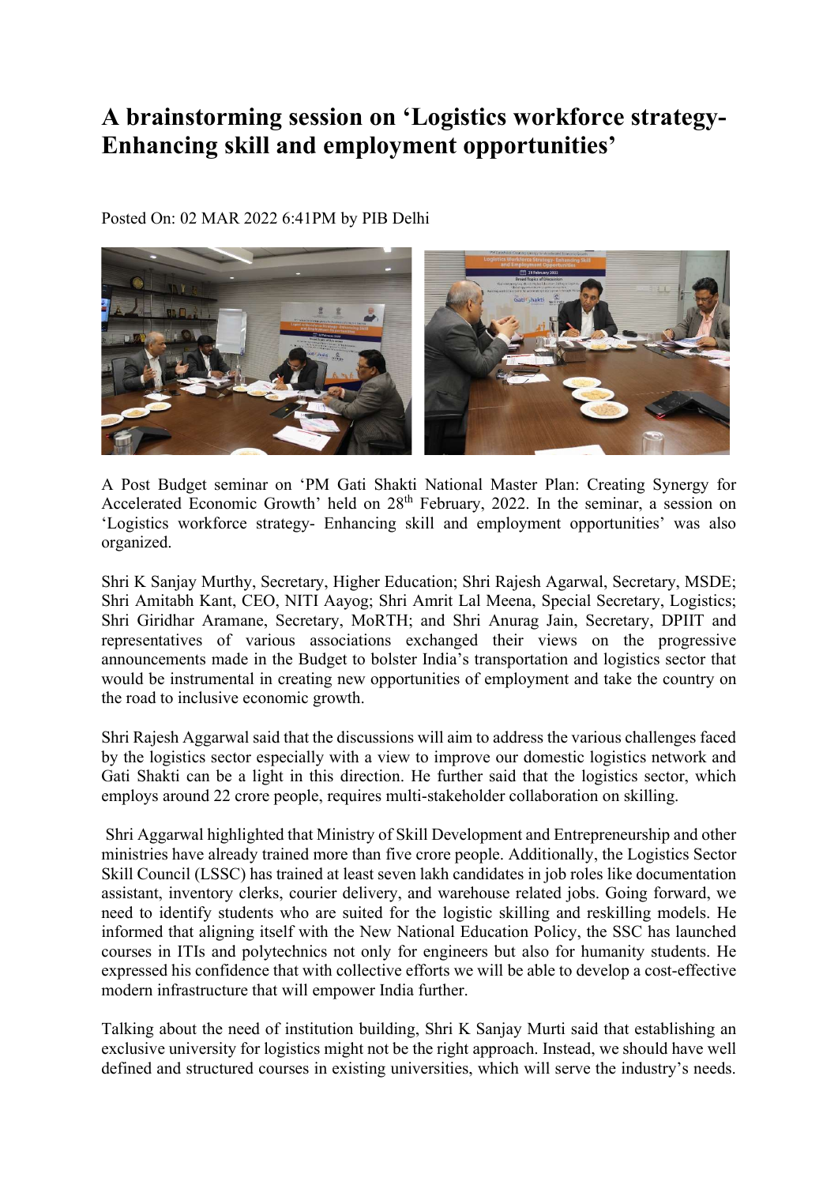# A brainstorming session on 'Logistics workforce strategy-Enhancing skill and employment opportunities'

Posted On: 02 MAR 2022 6:41PM by PIB Delhi

A Post Budget seminar on 'PM Gati Shakti National Master Plan: Creating Synergy for Accelerated Economic Growth' held on 28th February, 2022. In the seminar, a session on 'Logistics workforce strategy- Enhancing skill and employment opportunities' was also organized.

Shri K Sanjay Murthy, Secretary, Higher Education; Shri Rajesh Agarwal, Secretary, MSDE; Shri Amitabh Kant, CEO, NITI Aayog; Shri Amrit Lal Meena, Special Secretary, Logistics; Shri Giridhar Aramane, Secretary, MoRTH; and Shri Anurag Jain, Secretary, DPIIT and representatives of various associations exchanged their views on the progressive announcements made in the Budget to bolster India's transportation and logistics sector that would be instrumental in creating new opportunities of employment and take the country on the road to inclusive economic growth.

Shri Rajesh Aggarwal said that the discussions will aim to address the various challenges faced by the logistics sector especially with a view to improve our domestic logistics network and Gati Shakti can be a light in this direction. He further said that the logistics sector, which employs around 22 crore people, requires multi-stakeholder collaboration on skilling.

Shri Aggarwal highlighted that Ministry of Skill Development and Entrepreneurship and other ministries have already trained more than five crore people. Additionally, the Logistics Sector Skill Council (LSSC) has trained at least seven lakh candidates in job roles like documentation assistant, inventory clerks, courier delivery, and warehouse related jobs. Going forward, we need to identify students who are suited for the logistic skilling and reskilling models. He informed that aligning itself with the New National Education Policy, the SSC has launched courses in ITIs and polytechnics not only for engineers but also for humanity students. He expressed his confidence that with collective efforts we will be able to develop a cost-effective modern infrastructure that will empower India further.

Talking about the need of institution building, Shri K Sanjay Murti said that establishing an exclusive university for logistics might not be the right approach. Instead, we should have well defined and structured courses in existing universities, which will serve the industry's needs.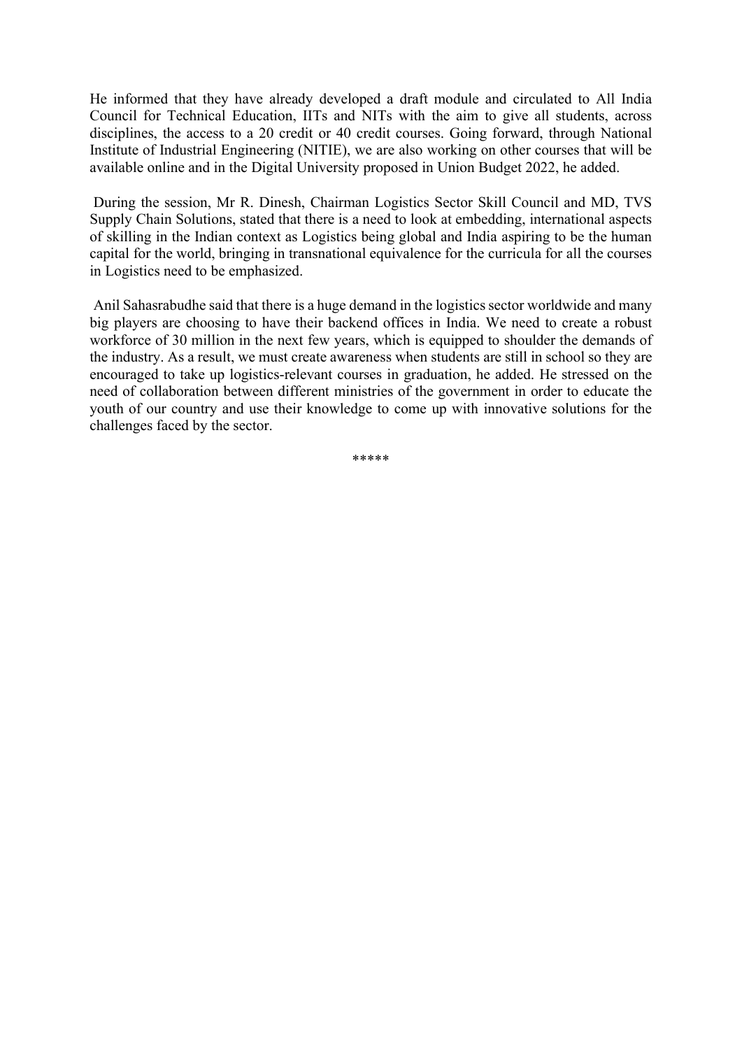He informed that they have already developed a draft module and circulated to All India Council for Technical Education, IITs and NITs with the aim to give all students, across disciplines, the access to a 20 credit or 40 credit courses. Going forward, through National Institute of Industrial Engineering (NITIE), we are also working on other courses that will be available online and in the Digital University proposed in Union Budget 2022, he added.

During the session, Mr R. Dinesh, Chairman Logistics Sector Skill Council and MD, TVS Supply Chain Solutions, stated that there is a need to look at embedding, international aspects of skilling in the Indian context as Logistics being global and India aspiring to be the human capital for the world, bringing in transnational equivalence for the curricula for all the courses in Logistics need to be emphasized.

Anil Sahasrabudhe said that there is a huge demand in the logistics sector worldwide and many big players are choosing to have their backend offices in India. We need to create a robust workforce of 30 million in the next few years, which is equipped to shoulder the demands of the industry. As a result, we must create awareness when students are still in school so they are encouraged to take up logistics-relevant courses in graduation, he added. He stressed on the need of collaboration between different ministries of the government in order to educate the youth of our country and use their knowledge to come up with innovative solutions for the challenges faced by the sector.

*****